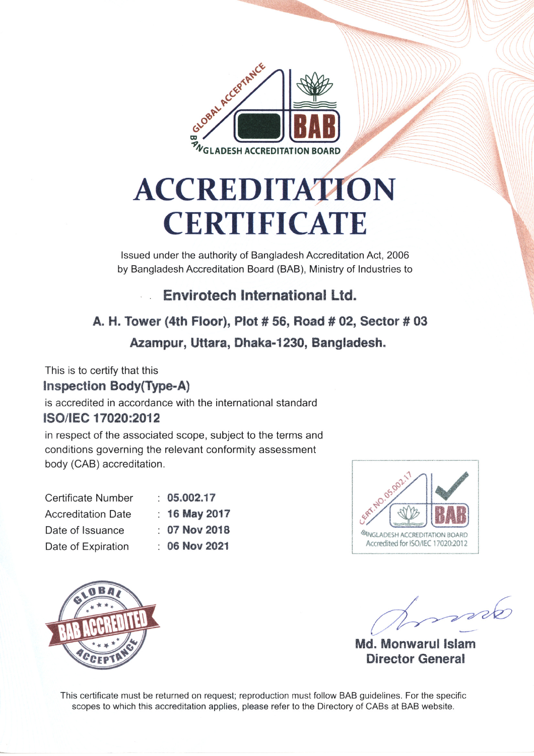GLOBAL ACCEPTANCE
BAB
BANGLADESH ACCREDITATION BOARD

# ACCREDITATION CERTIFICATE

Issued under the authority of Bangladesh Accreditation Act, 2006
by Bangladesh Accreditation Board (BAB), Ministry of Industries to

## Envirotech International Ltd.

**A. H. Tower (4th Floor), Plot # 56, Road # 02, Sector # 03**
**Azampur, Uttara, Dhaka-1230, Bangladesh.**

This is to certify that this
**Inspection Body(Type-A)**
is accredited in accordance with the international standard
**ISO/IEC 17020:2012**
in respect of the associated scope, subject to the terms and conditions governing the relevant conformity assessment body (CAB) accreditation.

| | |
|---|---|
| Certificate Number | : **05.002.17** |
| Accreditation Date | : **16 May 2017** |
| Date of Issuance | : **07 Nov 2018** |
| Date of Expiration | : **06 Nov 2021** |

CERT. NO. 05.002.17
BAB
BANGLADESH ACCREDITATION BOARD
Accredited for ISO/IEC 17020:2012

GLOBAL BAB ACCREDITED ACCEPTANCE

**Md. Monwarul Islam**
**Director General**

This certificate must be returned on request; reproduction must follow BAB guidelines. For the specific scopes to which this accreditation applies, please refer to the Directory of CABs at BAB website.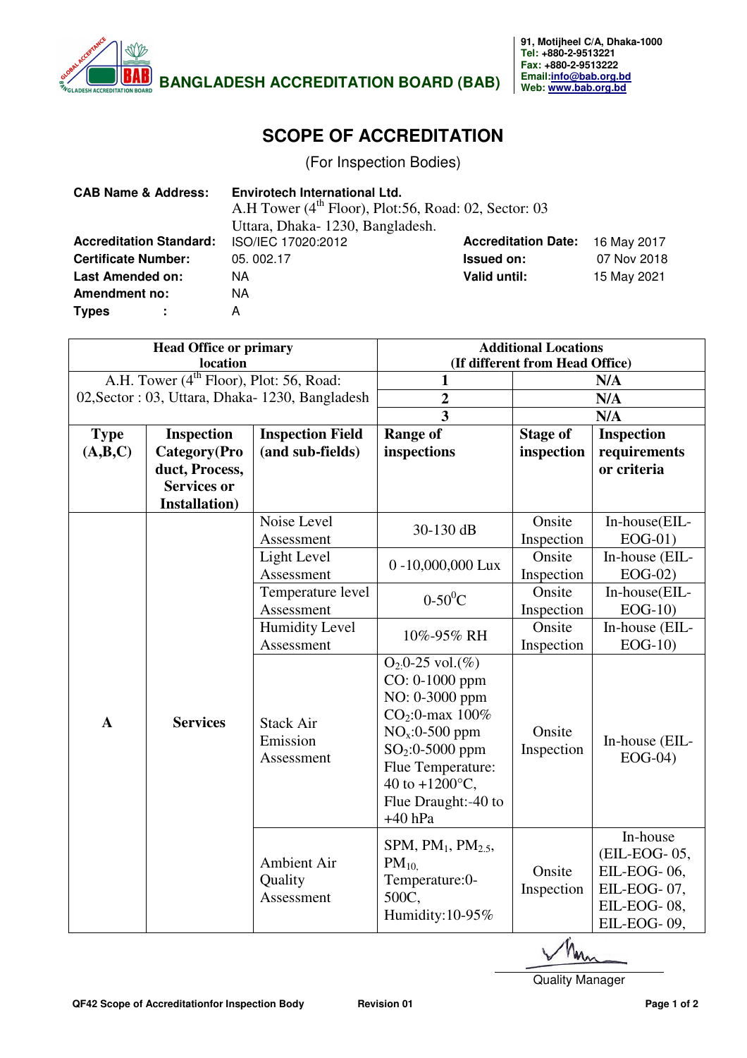BANGLADESH ACCREDITATION BOARD (BAB)

91, Motijheel C/A, Dhaka-1000
Tel: +880-2-9513221
Fax: +880-2-9513222
Email:info@bab.org.bd
Web: www.bab.org.bd

# SCOPE OF ACCREDITATION

(For Inspection Bodies)

| | | | |
|---|---|---|---|
| **CAB Name & Address:** | **Envirotech International Ltd.** A.H Tower (4th Floor), Plot:56, Road: 02, Sector: 03 Uttara, Dhaka- 1230, Bangladesh. | | |
| **Accreditation Standard:** | ISO/IEC 17020:2012 | **Accreditation Date:** | 16 May 2017 |
| **Certificate Number:** | 05. 002.17 | **Issued on:** | 07 Nov 2018 |
| **Last Amended on:** | NA | **Valid until:** | 15 May 2021 |
| **Amendment no:** | NA | | |
| **Types :** | A | | |

| **Head Office or primary location** | | | **Additional Locations (If different from Head Office)** | | |
|---|---|---|---|---|---|
| A.H. Tower (4th Floor), Plot: 56, Road: 02,Sector : 03, Uttara, Dhaka- 1230, Bangladesh | | | **1** | **N/A** | |
| | | | **2** | **N/A** | |
| | | | **3** | **N/A** | |
| **Type (A,B,C)** | **Inspection Category(Product, Process, Services or Installation)** | **Inspection Field (and sub-fields)** | **Range of inspections** | **Stage of inspection** | **Inspection requirements or criteria** |
| **A** | **Services** | Noise Level Assessment | 30-130 dB | Onsite Inspection | In-house(EIL-EOG-01) |
| | | Light Level Assessment | 0 -10,000,000 Lux | Onsite Inspection | In-house (EIL-EOG-02) |
| | | Temperature level Assessment | 0-50$^0$C | Onsite Inspection | In-house(EIL-EOG-10) |
| | | Humidity Level Assessment | 10%-95% RH | Onsite Inspection | In-house (EIL-EOG-10) |
| | | Stack Air Emission Assessment | $O_2$:0-25 vol.(%) CO: 0-1000 ppm NO: 0-3000 ppm $CO_2$:0-max 100% $NO_x$:0-500 ppm $SO_2$:0-5000 ppm Flue Temperature: 40 to +1200°C, Flue Draught:-40 to +40 hPa | Onsite Inspection | In-house (EIL-EOG-04) |
| | | Ambient Air Quality Assessment | SPM, $PM_1$, $PM_{2.5}$, $PM_{10}$, Temperature:0-500C, Humidity:10-95% | Onsite Inspection | In-house (EIL-EOG- 05, EIL-EOG- 06, EIL-EOG- 07, EIL-EOG- 08, EIL-EOG- 09, |

Quality Manager

QF42 Scope of Accreditationfor Inspection Body Revision 01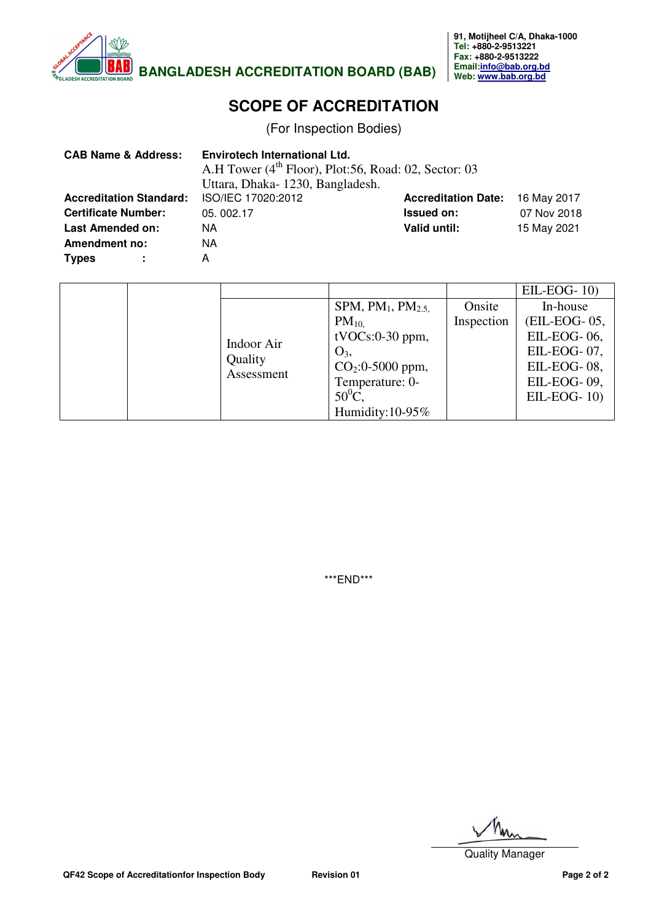# SCOPE OF ACCREDITATION

(For Inspection Bodies)

| | | | |
|---|---|---|---|
| **CAB Name & Address:** | **Envirotech International Ltd.** A.H Tower (4th Floor), Plot:56, Road: 02, Sector: 03 Uttara, Dhaka- 1230, Bangladesh. | | |
| **Accreditation Standard:** | ISO/IEC 17020:2012 | **Accreditation Date:** | 16 May 2017 |
| **Certificate Number:** | 05. 002.17 | **Issued on:** | 07 Nov 2018 |
| **Last Amended on:** | NA | **Valid until:** | 15 May 2021 |
| **Amendment no:** | NA | | |
| **Types :** | A | | |

| | | | | | |
|---|---|---|---|---|---|
| | | | | | EIL-EOG- 10) |
| | | Indoor Air Quality Assessment | SPM, $PM_1$, $PM_{2.5}$, $PM_{10}$, tVOCs:0-30 ppm, $O_3$, $CO_2$:0-5000 ppm, Temperature: 0-50$^0$C, Humidity:10-95% | Onsite Inspection | In-house (EIL-EOG- 05, EIL-EOG- 06, EIL-EOG- 07, EIL-EOG- 08, EIL-EOG- 09, EIL-EOG- 10) |

\*\*\*END\*\*\*

Quality Manager